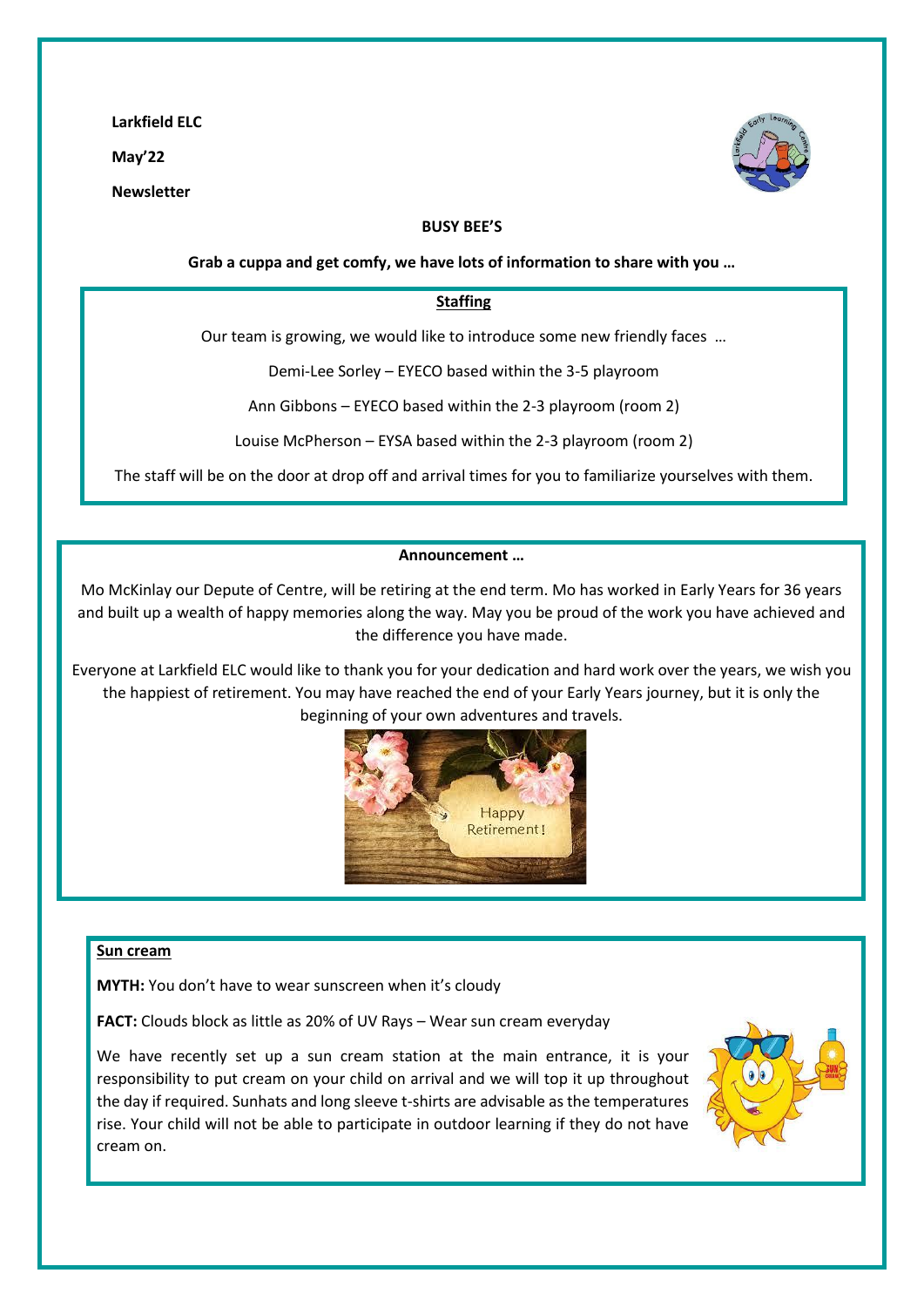**Larkfield ELC**

**May'22**

**Newsletter**

**BUSY BEE'S**

**Grab a cuppa and get comfy, we have lots of information to share with you …**

## Staffing

Our team is growing, we would like to introduce some new friendly faces …

Demi-Lee Sorley – EYECO based within the 3-5 playroom

Ann Gibbons – EYECO based within the 2-3 playroom (room 2)

Louise McPherson – EYSA based within the 2-3 playroom (room 2)

The staff will be on the door at drop off and arrival times for you to familiarize yourselves with them.

## Announcement …

Mo McKinlay our Depute of Centre, will be retiring at the end term. Mo has worked in Early Years for 36 years and built up a wealth of happy memories along the way. May you be proud of the work you have achieved and the difference you have made.

Everyone at Larkfield ELC would like to thank you for your dedication and hard work over the years, we wish you the happiest of retirement. You may have reached the end of your Early Years journey, but it is only the beginning of your own adventures and travels.

## Sun cream

**MYTH:** You don't have to wear sunscreen when it's cloudy

**FACT:** Clouds block as little as 20% of UV Rays – Wear sun cream everyday

We have recently set up a sun cream station at the main entrance, it is your responsibility to put cream on your child on arrival and we will top it up throughout the day if required. Sunhats and long sleeve t-shirts are advisable as the temperatures rise. Your child will not be able to participate in outdoor learning if they do not have cream on.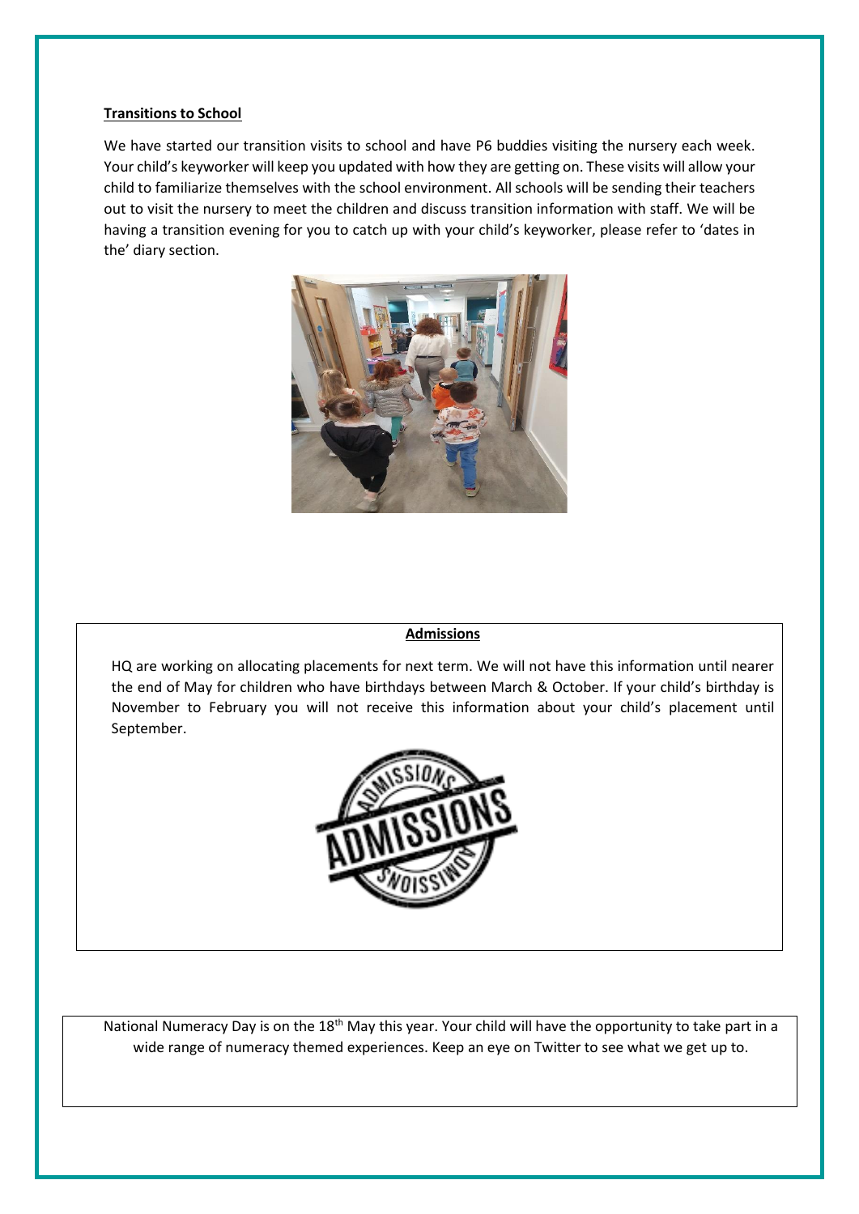## Transitions to School

We have started our transition visits to school and have P6 buddies visiting the nursery each week. Your child's keyworker will keep you updated with how they are getting on. These visits will allow your child to familiarize themselves with the school environment. All schools will be sending their teachers out to visit the nursery to meet the children and discuss transition information with staff. We will be having a transition evening for you to catch up with your child's keyworker, please refer to 'dates in the' diary section.

## Admissions

HQ are working on allocating placements for next term. We will not have this information until nearer the end of May for children who have birthdays between March & October. If your child's birthday is November to February you will not receive this information about your child's placement until September.

National Numeracy Day is on the 18th May this year. Your child will have the opportunity to take part in a wide range of numeracy themed experiences. Keep an eye on Twitter to see what we get up to.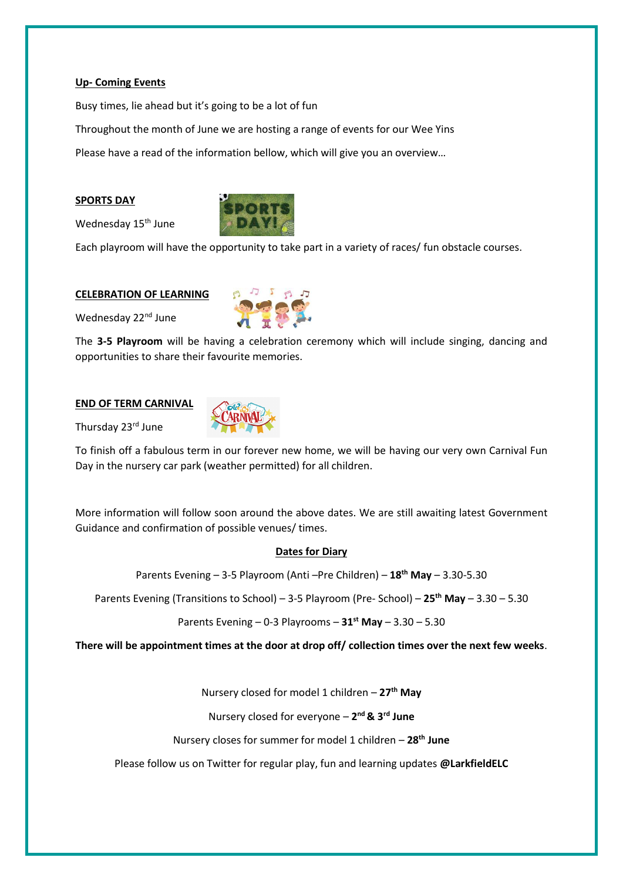**Up- Coming Events**

Busy times, lie ahead but it's going to be a lot of fun

Throughout the month of June we are hosting a range of events for our Wee Yins

Please have a read of the information bellow, which will give you an overview…

**SPORTS DAY**

Wednesday 15th June

Each playroom will have the opportunity to take part in a variety of races/ fun obstacle courses.

**CELEBRATION OF LEARNING**

Wednesday 22nd June

The **3-5 Playroom** will be having a celebration ceremony which will include singing, dancing and opportunities to share their favourite memories.

**END OF TERM CARNIVAL**

Thursday 23rd June

To finish off a fabulous term in our forever new home, we will be having our very own Carnival Fun Day in the nursery car park (weather permitted) for all children.

More information will follow soon around the above dates. We are still awaiting latest Government Guidance and confirmation of possible venues/ times.

**Dates for Diary**

Parents Evening – 3-5 Playroom (Anti –Pre Children) – **18th May** – 3.30-5.30

Parents Evening (Transitions to School) – 3-5 Playroom (Pre- School) – **25th May** – 3.30 – 5.30

Parents Evening – 0-3 Playrooms – **31st May** – 3.30 – 5.30

**There will be appointment times at the door at drop off/ collection times over the next few weeks**.

Nursery closed for model 1 children – **27th May**

Nursery closed for everyone – **2nd & 3rd June**

Nursery closes for summer for model 1 children – **28th June**

Please follow us on Twitter for regular play, fun and learning updates **@LarkfieldELC**